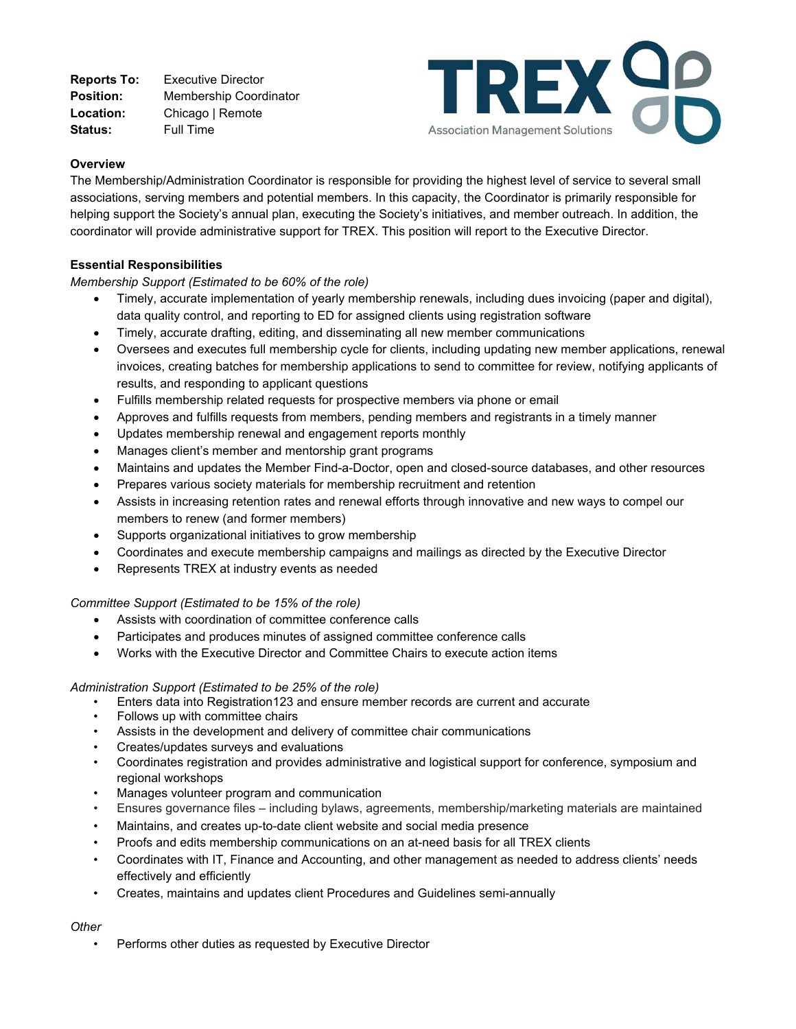**Reports To:** Executive Director
**Position:** Membership Coordinator
**Location:** Chicago | Remote
**Status:** Full Time

TREX
Association Management Solutions

**Overview**

The Membership/Administration Coordinator is responsible for providing the highest level of service to several small associations, serving members and potential members. In this capacity, the Coordinator is primarily responsible for helping support the Society's annual plan, executing the Society's initiatives, and member outreach. In addition, the coordinator will provide administrative support for TREX. This position will report to the Executive Director.

**Essential Responsibilities**

*Membership Support (Estimated to be 60% of the role)*

- Timely, accurate implementation of yearly membership renewals, including dues invoicing (paper and digital), data quality control, and reporting to ED for assigned clients using registration software
- Timely, accurate drafting, editing, and disseminating all new member communications
- Oversees and executes full membership cycle for clients, including updating new member applications, renewal invoices, creating batches for membership applications to send to committee for review, notifying applicants of results, and responding to applicant questions
- Fulfills membership related requests for prospective members via phone or email
- Approves and fulfills requests from members, pending members and registrants in a timely manner
- Updates membership renewal and engagement reports monthly
- Manages client's member and mentorship grant programs
- Maintains and updates the Member Find-a-Doctor, open and closed-source databases, and other resources
- Prepares various society materials for membership recruitment and retention
- Assists in increasing retention rates and renewal efforts through innovative and new ways to compel our members to renew (and former members)
- Supports organizational initiatives to grow membership
- Coordinates and execute membership campaigns and mailings as directed by the Executive Director
- Represents TREX at industry events as needed

*Committee Support (Estimated to be 15% of the role)*

- Assists with coordination of committee conference calls
- Participates and produces minutes of assigned committee conference calls
- Works with the Executive Director and Committee Chairs to execute action items

*Administration Support (Estimated to be 25% of the role)*

- Enters data into Registration123 and ensure member records are current and accurate
- Follows up with committee chairs
- Assists in the development and delivery of committee chair communications
- Creates/updates surveys and evaluations
- Coordinates registration and provides administrative and logistical support for conference, symposium and regional workshops
- Manages volunteer program and communication
- Ensures governance files – including bylaws, agreements, membership/marketing materials are maintained
- Maintains, and creates up-to-date client website and social media presence
- Proofs and edits membership communications on an at-need basis for all TREX clients
- Coordinates with IT, Finance and Accounting, and other management as needed to address clients' needs effectively and efficiently
- Creates, maintains and updates client Procedures and Guidelines semi-annually

*Other*

- Performs other duties as requested by Executive Director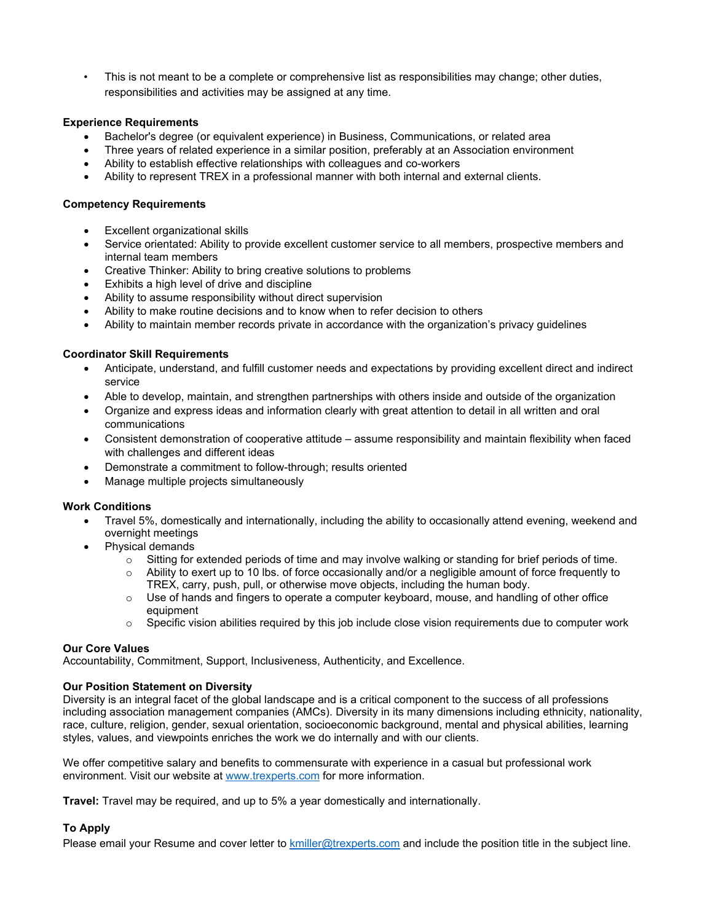- This is not meant to be a complete or comprehensive list as responsibilities may change; other duties, responsibilities and activities may be assigned at any time.

**Experience Requirements**

- Bachelor's degree (or equivalent experience) in Business, Communications, or related area
- Three years of related experience in a similar position, preferably at an Association environment
- Ability to establish effective relationships with colleagues and co-workers
- Ability to represent TREX in a professional manner with both internal and external clients.

**Competency Requirements**

- Excellent organizational skills
- Service orientated: Ability to provide excellent customer service to all members, prospective members and internal team members
- Creative Thinker: Ability to bring creative solutions to problems
- Exhibits a high level of drive and discipline
- Ability to assume responsibility without direct supervision
- Ability to make routine decisions and to know when to refer decision to others
- Ability to maintain member records private in accordance with the organization's privacy guidelines

**Coordinator Skill Requirements**

- Anticipate, understand, and fulfill customer needs and expectations by providing excellent direct and indirect service
- Able to develop, maintain, and strengthen partnerships with others inside and outside of the organization
- Organize and express ideas and information clearly with great attention to detail in all written and oral communications
- Consistent demonstration of cooperative attitude – assume responsibility and maintain flexibility when faced with challenges and different ideas
- Demonstrate a commitment to follow-through; results oriented
- Manage multiple projects simultaneously

**Work Conditions**

- Travel 5%, domestically and internationally, including the ability to occasionally attend evening, weekend and overnight meetings
- Physical demands
    - Sitting for extended periods of time and may involve walking or standing for brief periods of time.
    - Ability to exert up to 10 lbs. of force occasionally and/or a negligible amount of force frequently to TREX, carry, push, pull, or otherwise move objects, including the human body.
    - Use of hands and fingers to operate a computer keyboard, mouse, and handling of other office equipment
    - Specific vision abilities required by this job include close vision requirements due to computer work

**Our Core Values**

Accountability, Commitment, Support, Inclusiveness, Authenticity, and Excellence.

**Our Position Statement on Diversity**

Diversity is an integral facet of the global landscape and is a critical component to the success of all professions including association management companies (AMCs). Diversity in its many dimensions including ethnicity, nationality, race, culture, religion, gender, sexual orientation, socioeconomic background, mental and physical abilities, learning styles, values, and viewpoints enriches the work we do internally and with our clients.

We offer competitive salary and benefits to commensurate with experience in a casual but professional work environment. Visit our website at www.trexperts.com for more information.

**Travel:** Travel may be required, and up to 5% a year domestically and internationally.

**To Apply**

Please email your Resume and cover letter to kmiller@trexperts.com and include the position title in the subject line.